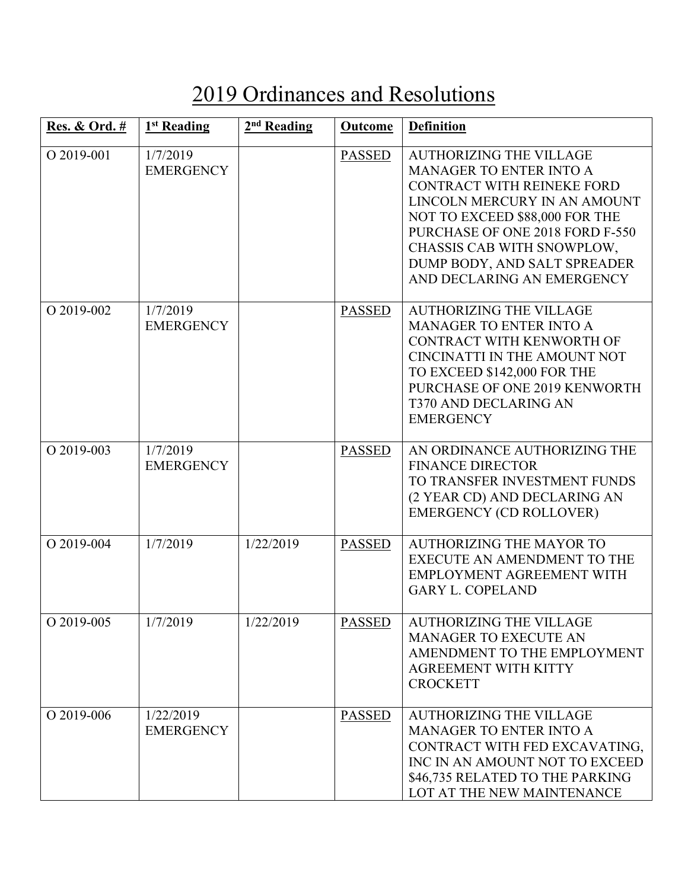# 2019 Ordinances and Resolutions

| Res. & Ord. # | 1st Reading | 2nd Reading | Outcome | Definition |
|---|---|---|---|---|
| O 2019-001 | 1/7/2019 EMERGENCY | | PASSED | AUTHORIZING THE VILLAGE MANAGER TO ENTER INTO A CONTRACT WITH REINEKE FORD LINCOLN MERCURY IN AN AMOUNT NOT TO EXCEED $88,000 FOR THE PURCHASE OF ONE 2018 FORD F-550 CHASSIS CAB WITH SNOWPLOW, DUMP BODY, AND SALT SPREADER AND DECLARING AN EMERGENCY |
| O 2019-002 | 1/7/2019 EMERGENCY | | PASSED | AUTHORIZING THE VILLAGE MANAGER TO ENTER INTO A CONTRACT WITH KENWORTH OF CINCINATTI IN THE AMOUNT NOT TO EXCEED $142,000 FOR THE PURCHASE OF ONE 2019 KENWORTH T370 AND DECLARING AN EMERGENCY |
| O 2019-003 | 1/7/2019 EMERGENCY | | PASSED | AN ORDINANCE AUTHORIZING THE FINANCE DIRECTOR TO TRANSFER INVESTMENT FUNDS (2 YEAR CD) AND DECLARING AN EMERGENCY (CD ROLLOVER) |
| O 2019-004 | 1/7/2019 | 1/22/2019 | PASSED | AUTHORIZING THE MAYOR TO EXECUTE AN AMENDMENT TO THE EMPLOYMENT AGREEMENT WITH GARY L. COPELAND |
| O 2019-005 | 1/7/2019 | 1/22/2019 | PASSED | AUTHORIZING THE VILLAGE MANAGER TO EXECUTE AN AMENDMENT TO THE EMPLOYMENT AGREEMENT WITH KITTY CROCKETT |
| O 2019-006 | 1/22/2019 EMERGENCY | | PASSED | AUTHORIZING THE VILLAGE MANAGER TO ENTER INTO A CONTRACT WITH FED EXCAVATING, INC IN AN AMOUNT NOT TO EXCEED $46,735 RELATED TO THE PARKING LOT AT THE NEW MAINTENANCE |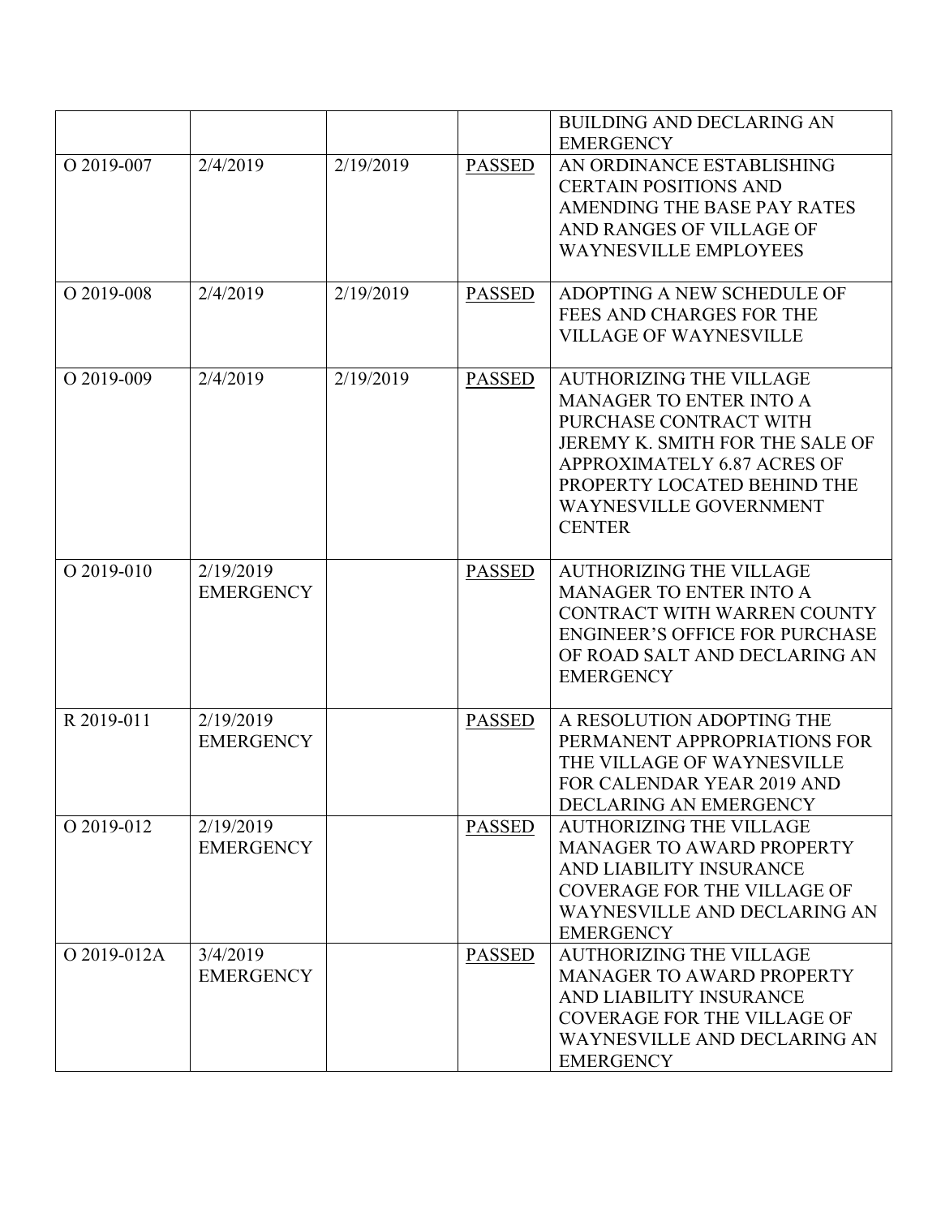| | | | | |
|---|---|---|---|---|
| | | | | BUILDING AND DECLARING AN EMERGENCY |
| O 2019-007 | 2/4/2019 | 2/19/2019 | PASSED | AN ORDINANCE ESTABLISHING CERTAIN POSITIONS AND AMENDING THE BASE PAY RATES AND RANGES OF VILLAGE OF WAYNESVILLE EMPLOYEES |
| O 2019-008 | 2/4/2019 | 2/19/2019 | PASSED | ADOPTING A NEW SCHEDULE OF FEES AND CHARGES FOR THE VILLAGE OF WAYNESVILLE |
| O 2019-009 | 2/4/2019 | 2/19/2019 | PASSED | AUTHORIZING THE VILLAGE MANAGER TO ENTER INTO A PURCHASE CONTRACT WITH JEREMY K. SMITH FOR THE SALE OF APPROXIMATELY 6.87 ACRES OF PROPERTY LOCATED BEHIND THE WAYNESVILLE GOVERNMENT CENTER |
| O 2019-010 | 2/19/2019 EMERGENCY | | PASSED | AUTHORIZING THE VILLAGE MANAGER TO ENTER INTO A CONTRACT WITH WARREN COUNTY ENGINEER'S OFFICE FOR PURCHASE OF ROAD SALT AND DECLARING AN EMERGENCY |
| R 2019-011 | 2/19/2019 EMERGENCY | | PASSED | A RESOLUTION ADOPTING THE PERMANENT APPROPRIATIONS FOR THE VILLAGE OF WAYNESVILLE FOR CALENDAR YEAR 2019 AND DECLARING AN EMERGENCY |
| O 2019-012 | 2/19/2019 EMERGENCY | | PASSED | AUTHORIZING THE VILLAGE MANAGER TO AWARD PROPERTY AND LIABILITY INSURANCE COVERAGE FOR THE VILLAGE OF WAYNESVILLE AND DECLARING AN EMERGENCY |
| O 2019-012A | 3/4/2019 EMERGENCY | | PASSED | AUTHORIZING THE VILLAGE MANAGER TO AWARD PROPERTY AND LIABILITY INSURANCE COVERAGE FOR THE VILLAGE OF WAYNESVILLE AND DECLARING AN EMERGENCY |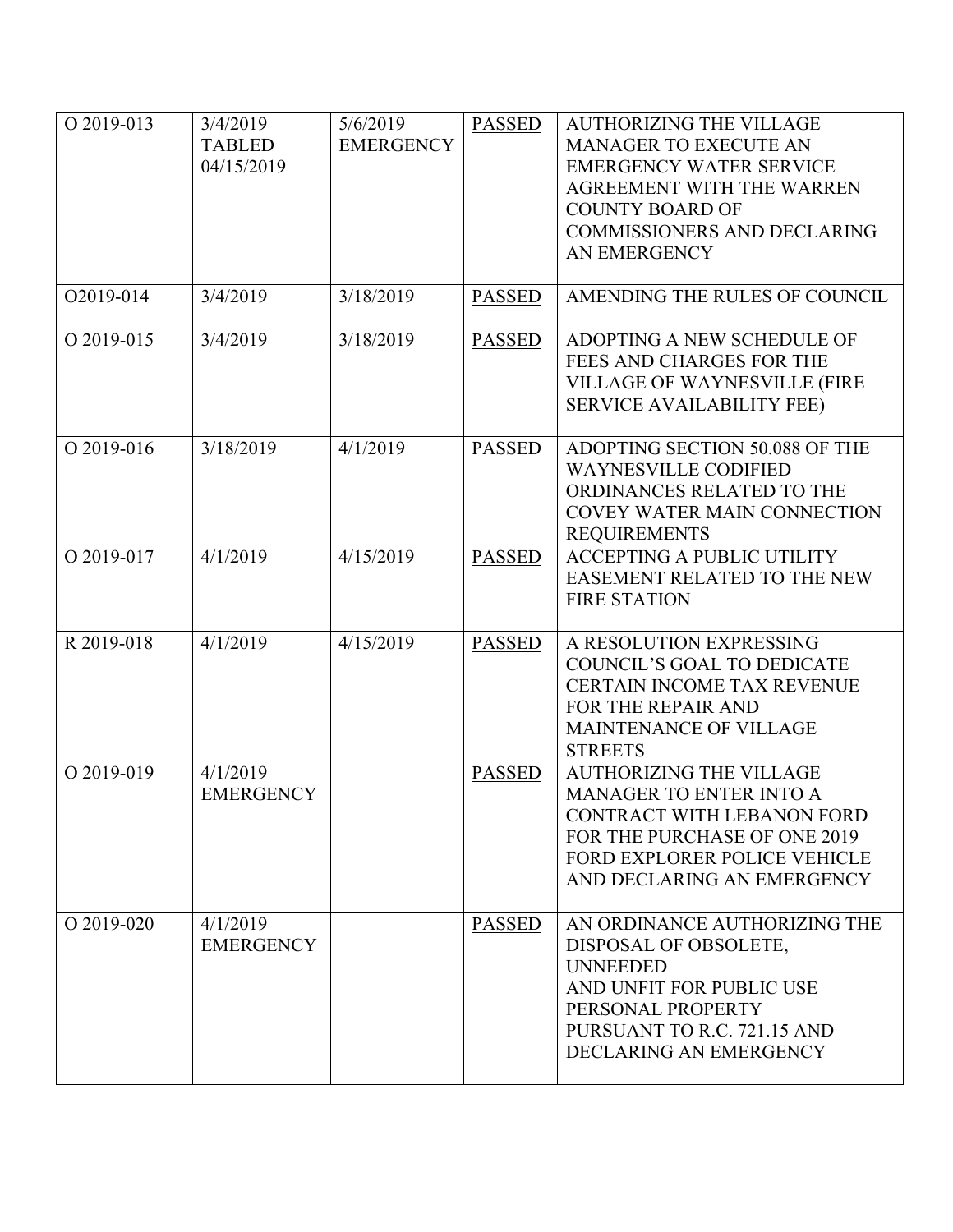| O 2019-013 | 3/4/2019 TABLED 04/15/2019 | 5/6/2019 EMERGENCY | PASSED | AUTHORIZING THE VILLAGE MANAGER TO EXECUTE AN EMERGENCY WATER SERVICE AGREEMENT WITH THE WARREN COUNTY BOARD OF COMMISSIONERS AND DECLARING AN EMERGENCY |
|---|---|---|---|---|
| O2019-014 | 3/4/2019 | 3/18/2019 | PASSED | AMENDING THE RULES OF COUNCIL |
| O 2019-015 | 3/4/2019 | 3/18/2019 | PASSED | ADOPTING A NEW SCHEDULE OF FEES AND CHARGES FOR THE VILLAGE OF WAYNESVILLE (FIRE SERVICE AVAILABILITY FEE) |
| O 2019-016 | 3/18/2019 | 4/1/2019 | PASSED | ADOPTING SECTION 50.088 OF THE WAYNESVILLE CODIFIED ORDINANCES RELATED TO THE COVEY WATER MAIN CONNECTION REQUIREMENTS |
| O 2019-017 | 4/1/2019 | 4/15/2019 | PASSED | ACCEPTING A PUBLIC UTILITY EASEMENT RELATED TO THE NEW FIRE STATION |
| R 2019-018 | 4/1/2019 | 4/15/2019 | PASSED | A RESOLUTION EXPRESSING COUNCIL'S GOAL TO DEDICATE CERTAIN INCOME TAX REVENUE FOR THE REPAIR AND MAINTENANCE OF VILLAGE STREETS |
| O 2019-019 | 4/1/2019 EMERGENCY | | PASSED | AUTHORIZING THE VILLAGE MANAGER TO ENTER INTO A CONTRACT WITH LEBANON FORD FOR THE PURCHASE OF ONE 2019 FORD EXPLORER POLICE VEHICLE AND DECLARING AN EMERGENCY |
| O 2019-020 | 4/1/2019 EMERGENCY | | PASSED | AN ORDINANCE AUTHORIZING THE DISPOSAL OF OBSOLETE, UNNEEDED AND UNFIT FOR PUBLIC USE PERSONAL PROPERTY PURSUANT TO R.C. 721.15 AND DECLARING AN EMERGENCY |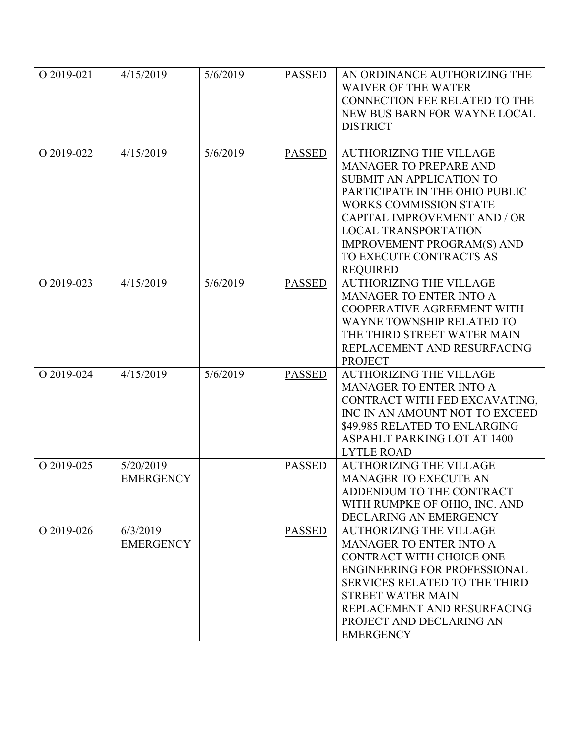| O 2019-021 | 4/15/2019 | 5/6/2019 | PASSED | AN ORDINANCE AUTHORIZING THE WAIVER OF THE WATER CONNECTION FEE RELATED TO THE NEW BUS BARN FOR WAYNE LOCAL DISTRICT |
|---|---|---|---|---|
| O 2019-022 | 4/15/2019 | 5/6/2019 | PASSED | AUTHORIZING THE VILLAGE MANAGER TO PREPARE AND SUBMIT AN APPLICATION TO PARTICIPATE IN THE OHIO PUBLIC WORKS COMMISSION STATE CAPITAL IMPROVEMENT AND / OR LOCAL TRANSPORTATION IMPROVEMENT PROGRAM(S) AND TO EXECUTE CONTRACTS AS REQUIRED |
| O 2019-023 | 4/15/2019 | 5/6/2019 | PASSED | AUTHORIZING THE VILLAGE MANAGER TO ENTER INTO A COOPERATIVE AGREEMENT WITH WAYNE TOWNSHIP RELATED TO THE THIRD STREET WATER MAIN REPLACEMENT AND RESURFACING PROJECT |
| O 2019-024 | 4/15/2019 | 5/6/2019 | PASSED | AUTHORIZING THE VILLAGE MANAGER TO ENTER INTO A CONTRACT WITH FED EXCAVATING, INC IN AN AMOUNT NOT TO EXCEED $49,985 RELATED TO ENLARGING ASPAHLT PARKING LOT AT 1400 LYTLE ROAD |
| O 2019-025 | 5/20/2019 EMERGENCY | | PASSED | AUTHORIZING THE VILLAGE MANAGER TO EXECUTE AN ADDENDUM TO THE CONTRACT WITH RUMPKE OF OHIO, INC. AND DECLARING AN EMERGENCY |
| O 2019-026 | 6/3/2019 EMERGENCY | | PASSED | AUTHORIZING THE VILLAGE MANAGER TO ENTER INTO A CONTRACT WITH CHOICE ONE ENGINEERING FOR PROFESSIONAL SERVICES RELATED TO THE THIRD STREET WATER MAIN REPLACEMENT AND RESURFACING PROJECT AND DECLARING AN EMERGENCY |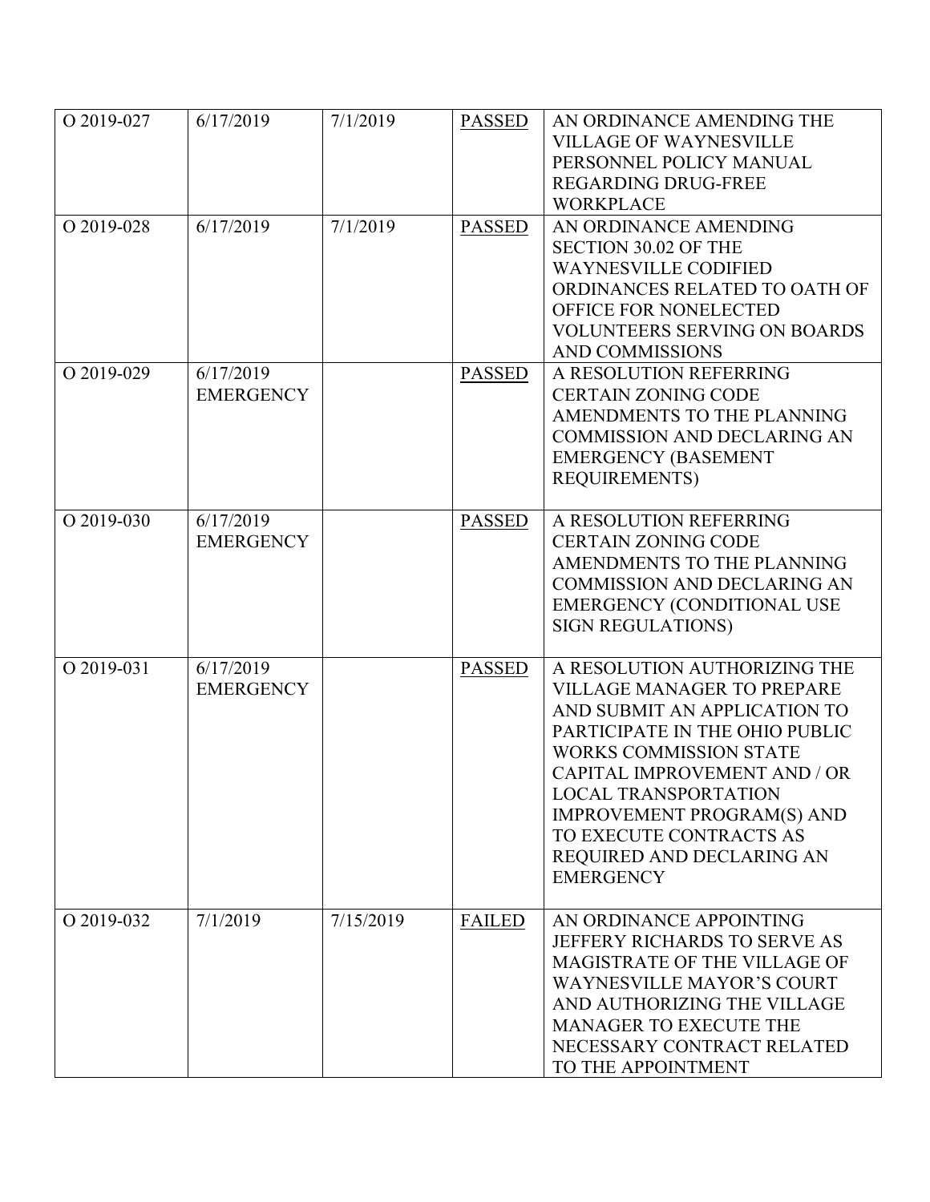| | | | | |
|---|---|---|---|---|
| O 2019-027 | 6/17/2019 | 7/1/2019 | PASSED | AN ORDINANCE AMENDING THE VILLAGE OF WAYNESVILLE PERSONNEL POLICY MANUAL REGARDING DRUG-FREE WORKPLACE |
| O 2019-028 | 6/17/2019 | 7/1/2019 | PASSED | AN ORDINANCE AMENDING SECTION 30.02 OF THE WAYNESVILLE CODIFIED ORDINANCES RELATED TO OATH OF OFFICE FOR NONELECTED VOLUNTEERS SERVING ON BOARDS AND COMMISSIONS |
| O 2019-029 | 6/17/2019 EMERGENCY | | PASSED | A RESOLUTION REFERRING CERTAIN ZONING CODE AMENDMENTS TO THE PLANNING COMMISSION AND DECLARING AN EMERGENCY (BASEMENT REQUIREMENTS) |
| O 2019-030 | 6/17/2019 EMERGENCY | | PASSED | A RESOLUTION REFERRING CERTAIN ZONING CODE AMENDMENTS TO THE PLANNING COMMISSION AND DECLARING AN EMERGENCY (CONDITIONAL USE SIGN REGULATIONS) |
| O 2019-031 | 6/17/2019 EMERGENCY | | PASSED | A RESOLUTION AUTHORIZING THE VILLAGE MANAGER TO PREPARE AND SUBMIT AN APPLICATION TO PARTICIPATE IN THE OHIO PUBLIC WORKS COMMISSION STATE CAPITAL IMPROVEMENT AND / OR LOCAL TRANSPORTATION IMPROVEMENT PROGRAM(S) AND TO EXECUTE CONTRACTS AS REQUIRED AND DECLARING AN EMERGENCY |
| O 2019-032 | 7/1/2019 | 7/15/2019 | FAILED | AN ORDINANCE APPOINTING JEFFERY RICHARDS TO SERVE AS MAGISTRATE OF THE VILLAGE OF WAYNESVILLE MAYOR'S COURT AND AUTHORIZING THE VILLAGE MANAGER TO EXECUTE THE NECESSARY CONTRACT RELATED TO THE APPOINTMENT |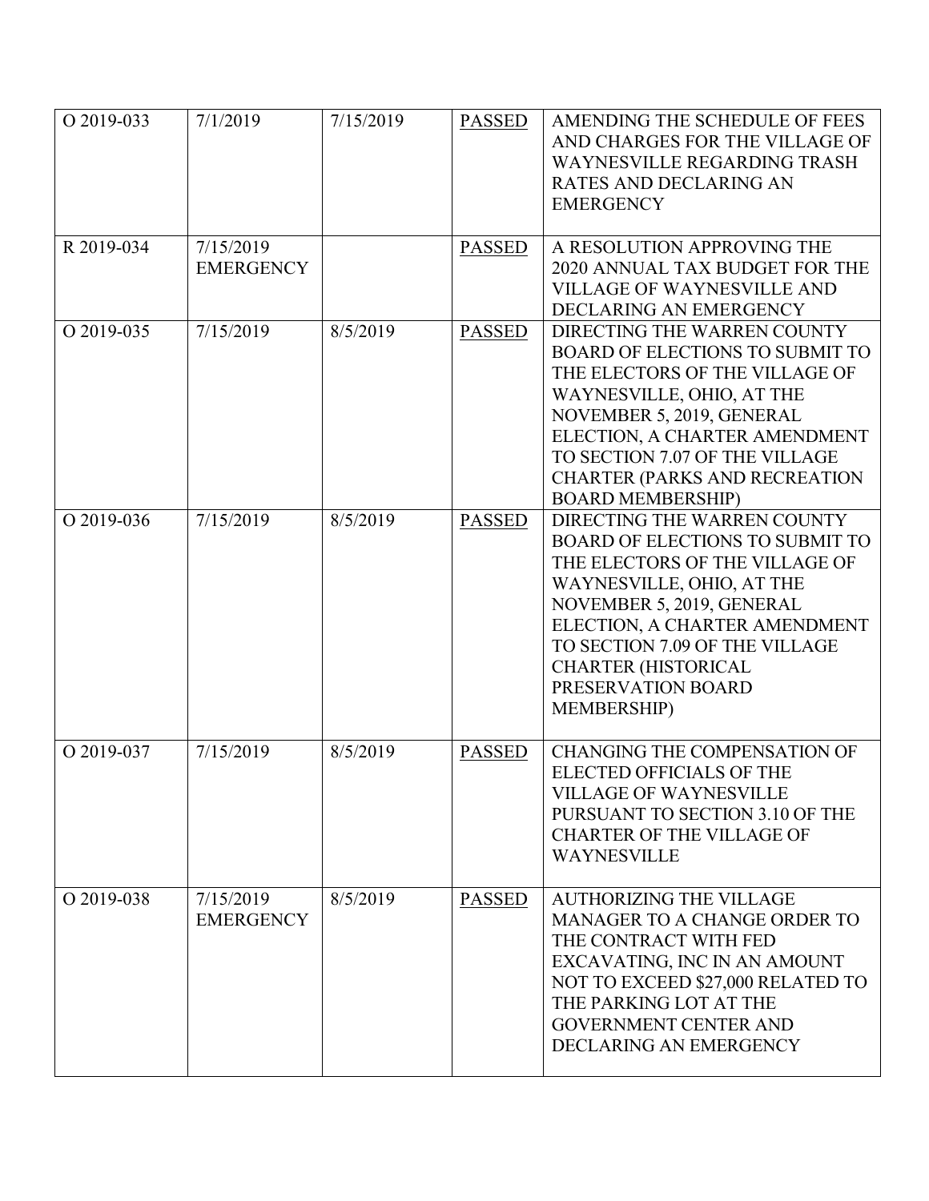| | | | | |
|---|---|---|---|---|
| O 2019-033 | 7/1/2019 | 7/15/2019 | PASSED | AMENDING THE SCHEDULE OF FEES AND CHARGES FOR THE VILLAGE OF WAYNESVILLE REGARDING TRASH RATES AND DECLARING AN EMERGENCY |
| R 2019-034 | 7/15/2019 EMERGENCY | | PASSED | A RESOLUTION APPROVING THE 2020 ANNUAL TAX BUDGET FOR THE VILLAGE OF WAYNESVILLE AND DECLARING AN EMERGENCY |
| O 2019-035 | 7/15/2019 | 8/5/2019 | PASSED | DIRECTING THE WARREN COUNTY BOARD OF ELECTIONS TO SUBMIT TO THE ELECTORS OF THE VILLAGE OF WAYNESVILLE, OHIO, AT THE NOVEMBER 5, 2019, GENERAL ELECTION, A CHARTER AMENDMENT TO SECTION 7.07 OF THE VILLAGE CHARTER (PARKS AND RECREATION BOARD MEMBERSHIP) |
| O 2019-036 | 7/15/2019 | 8/5/2019 | PASSED | DIRECTING THE WARREN COUNTY BOARD OF ELECTIONS TO SUBMIT TO THE ELECTORS OF THE VILLAGE OF WAYNESVILLE, OHIO, AT THE NOVEMBER 5, 2019, GENERAL ELECTION, A CHARTER AMENDMENT TO SECTION 7.09 OF THE VILLAGE CHARTER (HISTORICAL PRESERVATION BOARD MEMBERSHIP) |
| O 2019-037 | 7/15/2019 | 8/5/2019 | PASSED | CHANGING THE COMPENSATION OF ELECTED OFFICIALS OF THE VILLAGE OF WAYNESVILLE PURSUANT TO SECTION 3.10 OF THE CHARTER OF THE VILLAGE OF WAYNESVILLE |
| O 2019-038 | 7/15/2019 EMERGENCY | 8/5/2019 | PASSED | AUTHORIZING THE VILLAGE MANAGER TO A CHANGE ORDER TO THE CONTRACT WITH FED EXCAVATING, INC IN AN AMOUNT NOT TO EXCEED $27,000 RELATED TO THE PARKING LOT AT THE GOVERNMENT CENTER AND DECLARING AN EMERGENCY |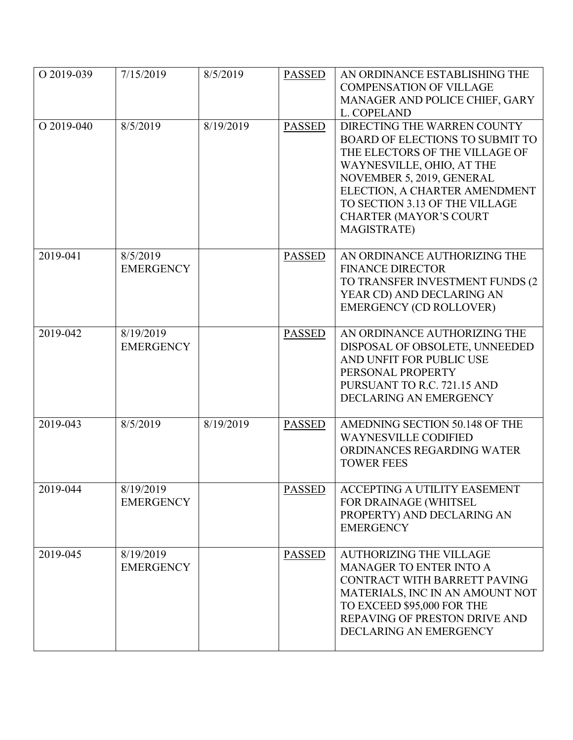| | | | | |
|---|---|---|---|---|
| O 2019-039 | 7/15/2019 | 8/5/2019 | PASSED | AN ORDINANCE ESTABLISHING THE COMPENSATION OF VILLAGE MANAGER AND POLICE CHIEF, GARY L. COPELAND |
| O 2019-040 | 8/5/2019 | 8/19/2019 | PASSED | DIRECTING THE WARREN COUNTY BOARD OF ELECTIONS TO SUBMIT TO THE ELECTORS OF THE VILLAGE OF WAYNESVILLE, OHIO, AT THE NOVEMBER 5, 2019, GENERAL ELECTION, A CHARTER AMENDMENT TO SECTION 3.13 OF THE VILLAGE CHARTER (MAYOR'S COURT MAGISTRATE) |
| 2019-041 | 8/5/2019 EMERGENCY | | PASSED | AN ORDINANCE AUTHORIZING THE FINANCE DIRECTOR TO TRANSFER INVESTMENT FUNDS (2 YEAR CD) AND DECLARING AN EMERGENCY (CD ROLLOVER) |
| 2019-042 | 8/19/2019 EMERGENCY | | PASSED | AN ORDINANCE AUTHORIZING THE DISPOSAL OF OBSOLETE, UNNEEDED AND UNFIT FOR PUBLIC USE PERSONAL PROPERTY PURSUANT TO R.C. 721.15 AND DECLARING AN EMERGENCY |
| 2019-043 | 8/5/2019 | 8/19/2019 | PASSED | AMEDNING SECTION 50.148 OF THE WAYNESVILLE CODIFIED ORDINANCES REGARDING WATER TOWER FEES |
| 2019-044 | 8/19/2019 EMERGENCY | | PASSED | ACCEPTING A UTILITY EASEMENT FOR DRAINAGE (WHITSEL PROPERTY) AND DECLARING AN EMERGENCY |
| 2019-045 | 8/19/2019 EMERGENCY | | PASSED | AUTHORIZING THE VILLAGE MANAGER TO ENTER INTO A CONTRACT WITH BARRETT PAVING MATERIALS, INC IN AN AMOUNT NOT TO EXCEED $95,000 FOR THE REPAVING OF PRESTON DRIVE AND DECLARING AN EMERGENCY |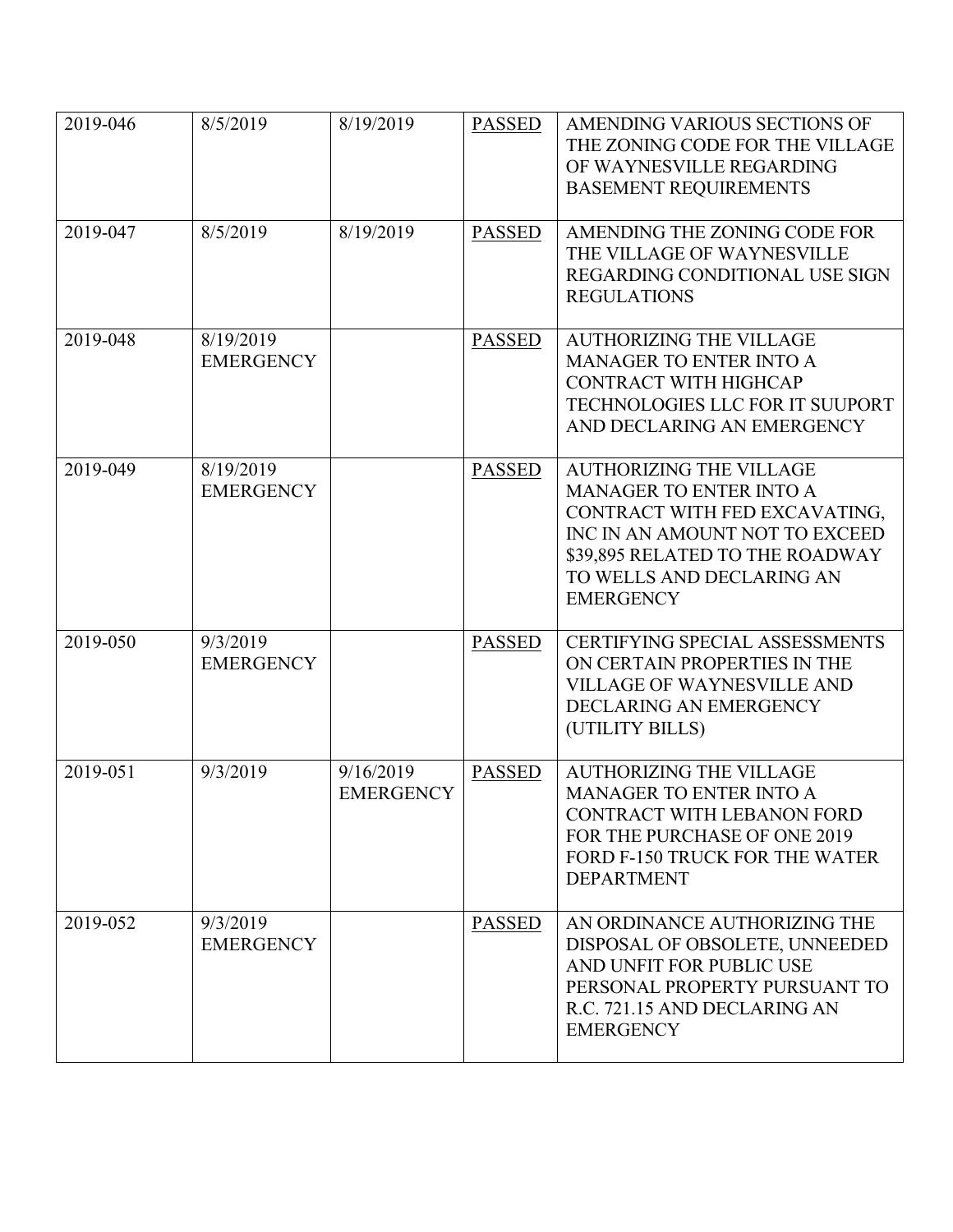| | | | | |
|---|---|---|---|---|
| 2019-046 | 8/5/2019 | 8/19/2019 | PASSED | AMENDING VARIOUS SECTIONS OF THE ZONING CODE FOR THE VILLAGE OF WAYNESVILLE REGARDING BASEMENT REQUIREMENTS |
| 2019-047 | 8/5/2019 | 8/19/2019 | PASSED | AMENDING THE ZONING CODE FOR THE VILLAGE OF WAYNESVILLE REGARDING CONDITIONAL USE SIGN REGULATIONS |
| 2019-048 | 8/19/2019 EMERGENCY | | PASSED | AUTHORIZING THE VILLAGE MANAGER TO ENTER INTO A CONTRACT WITH HIGHCAP TECHNOLOGIES LLC FOR IT SUUPORT AND DECLARING AN EMERGENCY |
| 2019-049 | 8/19/2019 EMERGENCY | | PASSED | AUTHORIZING THE VILLAGE MANAGER TO ENTER INTO A CONTRACT WITH FED EXCAVATING, INC IN AN AMOUNT NOT TO EXCEED $39,895 RELATED TO THE ROADWAY TO WELLS AND DECLARING AN EMERGENCY |
| 2019-050 | 9/3/2019 EMERGENCY | | PASSED | CERTIFYING SPECIAL ASSESSMENTS ON CERTAIN PROPERTIES IN THE VILLAGE OF WAYNESVILLE AND DECLARING AN EMERGENCY (UTILITY BILLS) |
| 2019-051 | 9/3/2019 | 9/16/2019 EMERGENCY | PASSED | AUTHORIZING THE VILLAGE MANAGER TO ENTER INTO A CONTRACT WITH LEBANON FORD FOR THE PURCHASE OF ONE 2019 FORD F-150 TRUCK FOR THE WATER DEPARTMENT |
| 2019-052 | 9/3/2019 EMERGENCY | | PASSED | AN ORDINANCE AUTHORIZING THE DISPOSAL OF OBSOLETE, UNNEEDED AND UNFIT FOR PUBLIC USE PERSONAL PROPERTY PURSUANT TO R.C. 721.15 AND DECLARING AN EMERGENCY |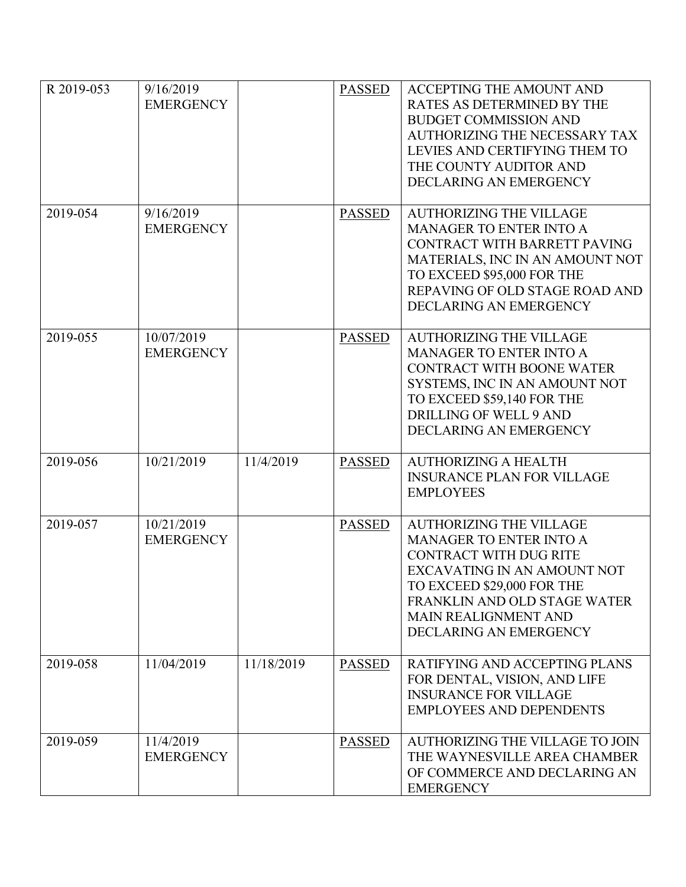| R 2019-053 | 9/16/2019 EMERGENCY | | PASSED | ACCEPTING THE AMOUNT AND RATES AS DETERMINED BY THE BUDGET COMMISSION AND AUTHORIZING THE NECESSARY TAX LEVIES AND CERTIFYING THEM TO THE COUNTY AUDITOR AND DECLARING AN EMERGENCY |
|---|---|---|---|---|
| 2019-054 | 9/16/2019 EMERGENCY | | PASSED | AUTHORIZING THE VILLAGE MANAGER TO ENTER INTO A CONTRACT WITH BARRETT PAVING MATERIALS, INC IN AN AMOUNT NOT TO EXCEED $95,000 FOR THE REPAVING OF OLD STAGE ROAD AND DECLARING AN EMERGENCY |
| 2019-055 | 10/07/2019 EMERGENCY | | PASSED | AUTHORIZING THE VILLAGE MANAGER TO ENTER INTO A CONTRACT WITH BOONE WATER SYSTEMS, INC IN AN AMOUNT NOT TO EXCEED $59,140 FOR THE DRILLING OF WELL 9 AND DECLARING AN EMERGENCY |
| 2019-056 | 10/21/2019 | 11/4/2019 | PASSED | AUTHORIZING A HEALTH INSURANCE PLAN FOR VILLAGE EMPLOYEES |
| 2019-057 | 10/21/2019 EMERGENCY | | PASSED | AUTHORIZING THE VILLAGE MANAGER TO ENTER INTO A CONTRACT WITH DUG RITE EXCAVATING IN AN AMOUNT NOT TO EXCEED $29,000 FOR THE FRANKLIN AND OLD STAGE WATER MAIN REALIGNMENT AND DECLARING AN EMERGENCY |
| 2019-058 | 11/04/2019 | 11/18/2019 | PASSED | RATIFYING AND ACCEPTING PLANS FOR DENTAL, VISION, AND LIFE INSURANCE FOR VILLAGE EMPLOYEES AND DEPENDENTS |
| 2019-059 | 11/4/2019 EMERGENCY | | PASSED | AUTHORIZING THE VILLAGE TO JOIN THE WAYNESVILLE AREA CHAMBER OF COMMERCE AND DECLARING AN EMERGENCY |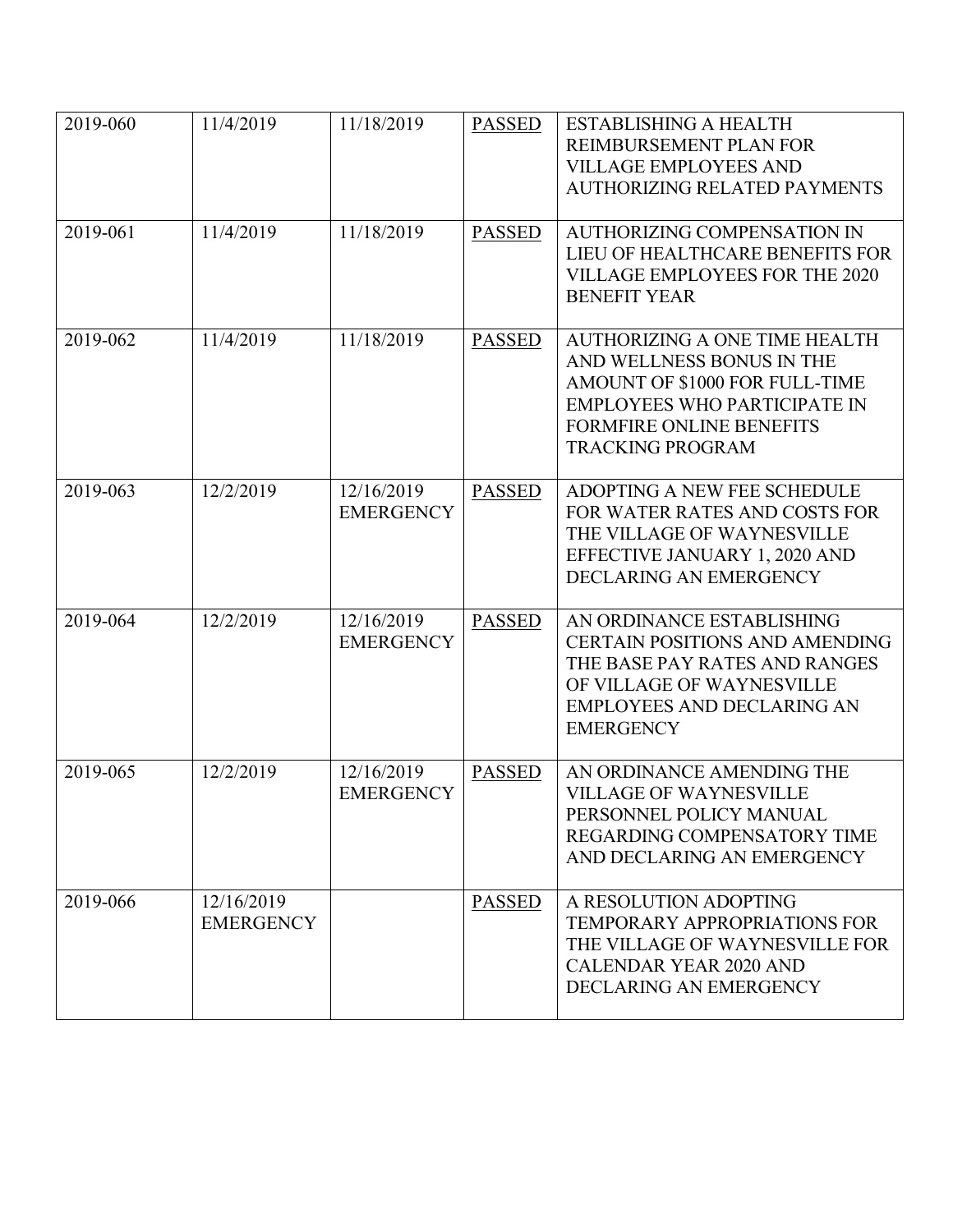| | | | | |
|---|---|---|---|---|
| 2019-060 | 11/4/2019 | 11/18/2019 | PASSED | ESTABLISHING A HEALTH REIMBURSEMENT PLAN FOR VILLAGE EMPLOYEES AND AUTHORIZING RELATED PAYMENTS |
| 2019-061 | 11/4/2019 | 11/18/2019 | PASSED | AUTHORIZING COMPENSATION IN LIEU OF HEALTHCARE BENEFITS FOR VILLAGE EMPLOYEES FOR THE 2020 BENEFIT YEAR |
| 2019-062 | 11/4/2019 | 11/18/2019 | PASSED | AUTHORIZING A ONE TIME HEALTH AND WELLNESS BONUS IN THE AMOUNT OF $1000 FOR FULL-TIME EMPLOYEES WHO PARTICIPATE IN FORMFIRE ONLINE BENEFITS TRACKING PROGRAM |
| 2019-063 | 12/2/2019 | 12/16/2019 EMERGENCY | PASSED | ADOPTING A NEW FEE SCHEDULE FOR WATER RATES AND COSTS FOR THE VILLAGE OF WAYNESVILLE EFFECTIVE JANUARY 1, 2020 AND DECLARING AN EMERGENCY |
| 2019-064 | 12/2/2019 | 12/16/2019 EMERGENCY | PASSED | AN ORDINANCE ESTABLISHING CERTAIN POSITIONS AND AMENDING THE BASE PAY RATES AND RANGES OF VILLAGE OF WAYNESVILLE EMPLOYEES AND DECLARING AN EMERGENCY |
| 2019-065 | 12/2/2019 | 12/16/2019 EMERGENCY | PASSED | AN ORDINANCE AMENDING THE VILLAGE OF WAYNESVILLE PERSONNEL POLICY MANUAL REGARDING COMPENSATORY TIME AND DECLARING AN EMERGENCY |
| 2019-066 | 12/16/2019 EMERGENCY | | PASSED | A RESOLUTION ADOPTING TEMPORARY APPROPRIATIONS FOR THE VILLAGE OF WAYNESVILLE FOR CALENDAR YEAR 2020 AND DECLARING AN EMERGENCY |